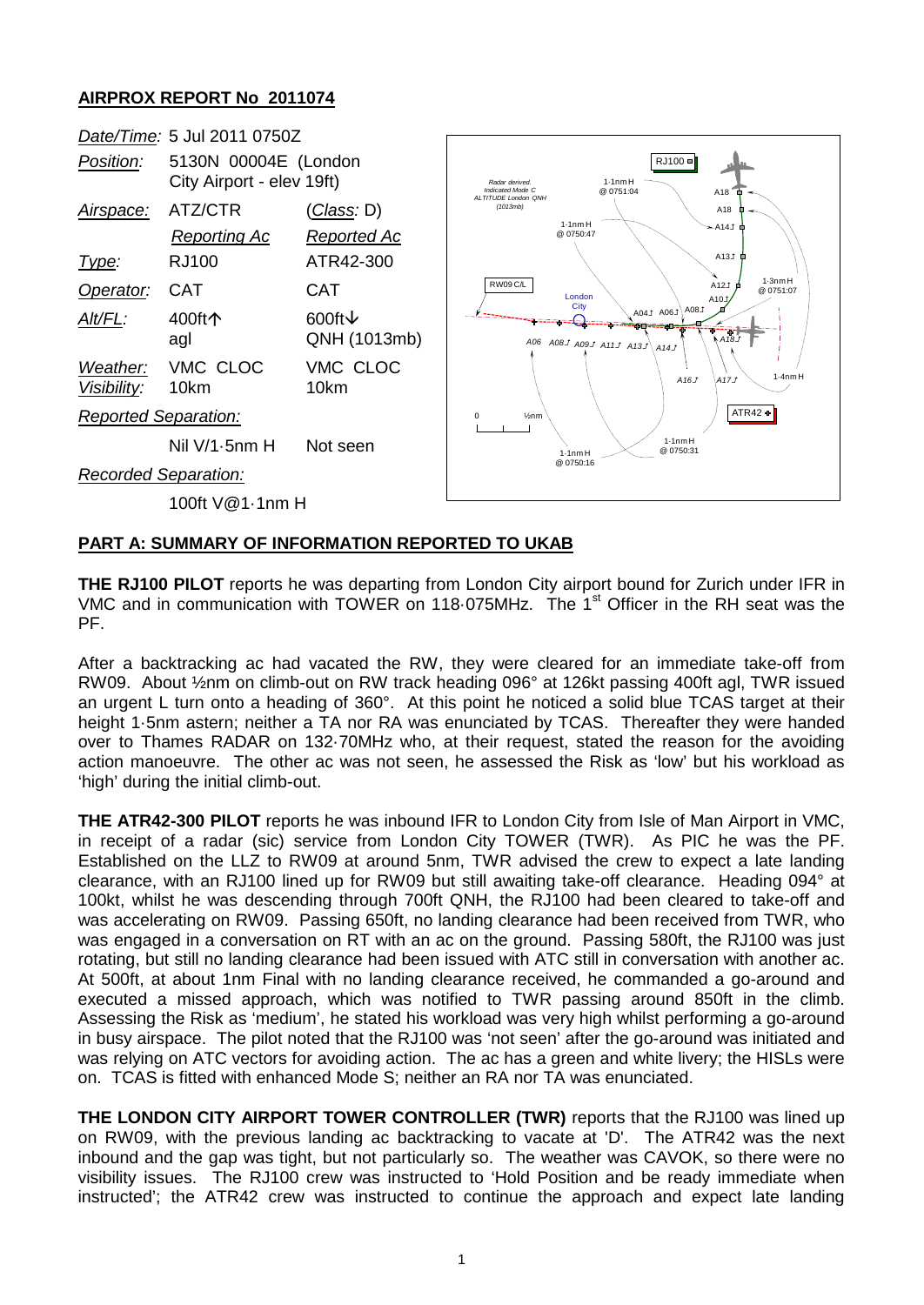## AIRPROX REPORT No 2011074

| | | |
|---|---|---|
| *Date/Time:* | 5 Jul 2011 0750Z | |
| *Position:* | 5130N 00004E (London City Airport - elev 19ft) | |
| *Airspace:* | ATZ/CTR | (*Class:* D) |
| | *Reporting Ac* | *Reported Ac* |
| *Type:* | RJ100 | ATR42-300 |
| *Operator:* | CAT | CAT |
| *Alt/FL:* | 400ft↑ agl | 600ft↓ QNH (1013mb) |
| *Weather:* | VMC CLOC | VMC CLOC |
| *Visibility:* | 10km | 10km |
| *Reported Separation:* | | |
| | Nil V/1·5nm H | Not seen |
| *Recorded Separation:* | | |
| | 100ft V@1·1nm H | |

### PART A: SUMMARY OF INFORMATION REPORTED TO UKAB

**THE RJ100 PILOT** reports he was departing from London City airport bound for Zurich under IFR in VMC and in communication with TOWER on 118·075MHz. The 1st Officer in the RH seat was the PF.

After a backtracking ac had vacated the RW, they were cleared for an immediate take-off from RW09. About ½nm on climb-out on RW track heading 096° at 126kt passing 400ft agl, TWR issued an urgent L turn onto a heading of 360°. At this point he noticed a solid blue TCAS target at their height 1·5nm astern; neither a TA nor RA was enunciated by TCAS. Thereafter they were handed over to Thames RADAR on 132·70MHz who, at their request, stated the reason for the avoiding action manoeuvre. The other ac was not seen, he assessed the Risk as 'low' but his workload as 'high' during the initial climb-out.

**THE ATR42-300 PILOT** reports he was inbound IFR to London City from Isle of Man Airport in VMC, in receipt of a radar (sic) service from London City TOWER (TWR). As PIC he was the PF. Established on the LLZ to RW09 at around 5nm, TWR advised the crew to expect a late landing clearance, with an RJ100 lined up for RW09 but still awaiting take-off clearance. Heading 094° at 100kt, whilst he was descending through 700ft QNH, the RJ100 had been cleared to take-off and was accelerating on RW09. Passing 650ft, no landing clearance had been received from TWR, who was engaged in a conversation on RT with an ac on the ground. Passing 580ft, the RJ100 was just rotating, but still no landing clearance had been issued with ATC still in conversation with another ac. At 500ft, at about 1nm Final with no landing clearance received, he commanded a go-around and executed a missed approach, which was notified to TWR passing around 850ft in the climb. Assessing the Risk as 'medium', he stated his workload was very high whilst performing a go-around in busy airspace. The pilot noted that the RJ100 was 'not seen' after the go-around was initiated and was relying on ATC vectors for avoiding action. The ac has a green and white livery; the HISLs were on. TCAS is fitted with enhanced Mode S; neither an RA nor TA was enunciated.

**THE LONDON CITY AIRPORT TOWER CONTROLLER (TWR)** reports that the RJ100 was lined up on RW09, with the previous landing ac backtracking to vacate at 'D'. The ATR42 was the next inbound and the gap was tight, but not particularly so. The weather was CAVOK, so there were no visibility issues. The RJ100 crew was instructed to 'Hold Position and be ready immediate when instructed'; the ATR42 crew was instructed to continue the approach and expect late landing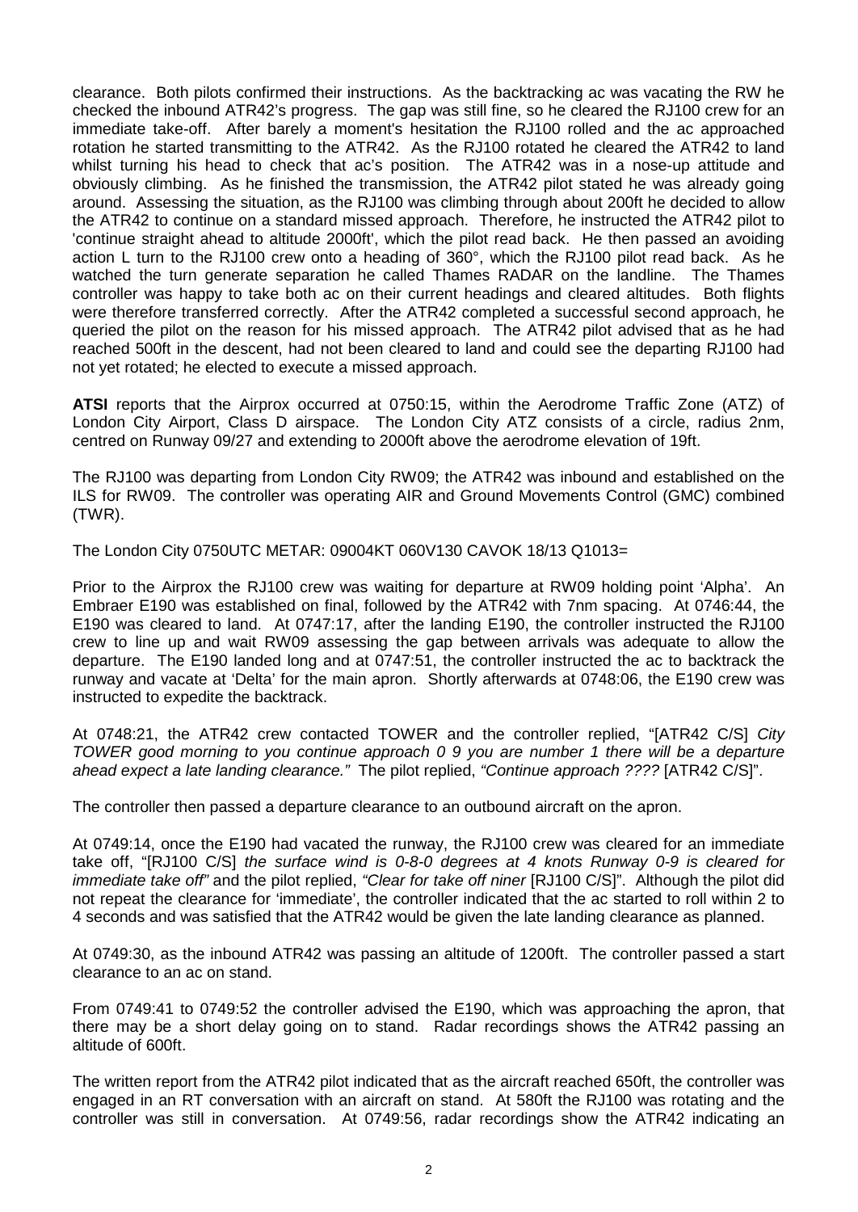clearance. Both pilots confirmed their instructions. As the backtracking ac was vacating the RW he checked the inbound ATR42's progress. The gap was still fine, so he cleared the RJ100 crew for an immediate take-off. After barely a moment's hesitation the RJ100 rolled and the ac approached rotation he started transmitting to the ATR42. As the RJ100 rotated he cleared the ATR42 to land whilst turning his head to check that ac's position. The ATR42 was in a nose-up attitude and obviously climbing. As he finished the transmission, the ATR42 pilot stated he was already going around. Assessing the situation, as the RJ100 was climbing through about 200ft he decided to allow the ATR42 to continue on a standard missed approach. Therefore, he instructed the ATR42 pilot to 'continue straight ahead to altitude 2000ft', which the pilot read back. He then passed an avoiding action L turn to the RJ100 crew onto a heading of 360°, which the RJ100 pilot read back. As he watched the turn generate separation he called Thames RADAR on the landline. The Thames controller was happy to take both ac on their current headings and cleared altitudes. Both flights were therefore transferred correctly. After the ATR42 completed a successful second approach, he queried the pilot on the reason for his missed approach. The ATR42 pilot advised that as he had reached 500ft in the descent, had not been cleared to land and could see the departing RJ100 had not yet rotated; he elected to execute a missed approach.

**ATSI** reports that the Airprox occurred at 0750:15, within the Aerodrome Traffic Zone (ATZ) of London City Airport, Class D airspace. The London City ATZ consists of a circle, radius 2nm, centred on Runway 09/27 and extending to 2000ft above the aerodrome elevation of 19ft.

The RJ100 was departing from London City RW09; the ATR42 was inbound and established on the ILS for RW09. The controller was operating AIR and Ground Movements Control (GMC) combined (TWR).

The London City 0750UTC METAR: 09004KT 060V130 CAVOK 18/13 Q1013=

Prior to the Airprox the RJ100 crew was waiting for departure at RW09 holding point 'Alpha'. An Embraer E190 was established on final, followed by the ATR42 with 7nm spacing. At 0746:44, the E190 was cleared to land. At 0747:17, after the landing E190, the controller instructed the RJ100 crew to line up and wait RW09 assessing the gap between arrivals was adequate to allow the departure. The E190 landed long and at 0747:51, the controller instructed the ac to backtrack the runway and vacate at 'Delta' for the main apron. Shortly afterwards at 0748:06, the E190 crew was instructed to expedite the backtrack.

At 0748:21, the ATR42 crew contacted TOWER and the controller replied, "[ATR42 C/S] *City TOWER good morning to you continue approach 0 9 you are number 1 there will be a departure ahead expect a late landing clearance."* The pilot replied, *"Continue approach ????* [ATR42 C/S]".

The controller then passed a departure clearance to an outbound aircraft on the apron.

At 0749:14, once the E190 had vacated the runway, the RJ100 crew was cleared for an immediate take off, "[RJ100 C/S] *the surface wind is 0-8-0 degrees at 4 knots Runway 0-9 is cleared for immediate take off"* and the pilot replied, *"Clear for take off niner* [RJ100 C/S]". Although the pilot did not repeat the clearance for 'immediate', the controller indicated that the ac started to roll within 2 to 4 seconds and was satisfied that the ATR42 would be given the late landing clearance as planned.

At 0749:30, as the inbound ATR42 was passing an altitude of 1200ft. The controller passed a start clearance to an ac on stand.

From 0749:41 to 0749:52 the controller advised the E190, which was approaching the apron, that there may be a short delay going on to stand. Radar recordings shows the ATR42 passing an altitude of 600ft.

The written report from the ATR42 pilot indicated that as the aircraft reached 650ft, the controller was engaged in an RT conversation with an aircraft on stand. At 580ft the RJ100 was rotating and the controller was still in conversation. At 0749:56, radar recordings show the ATR42 indicating an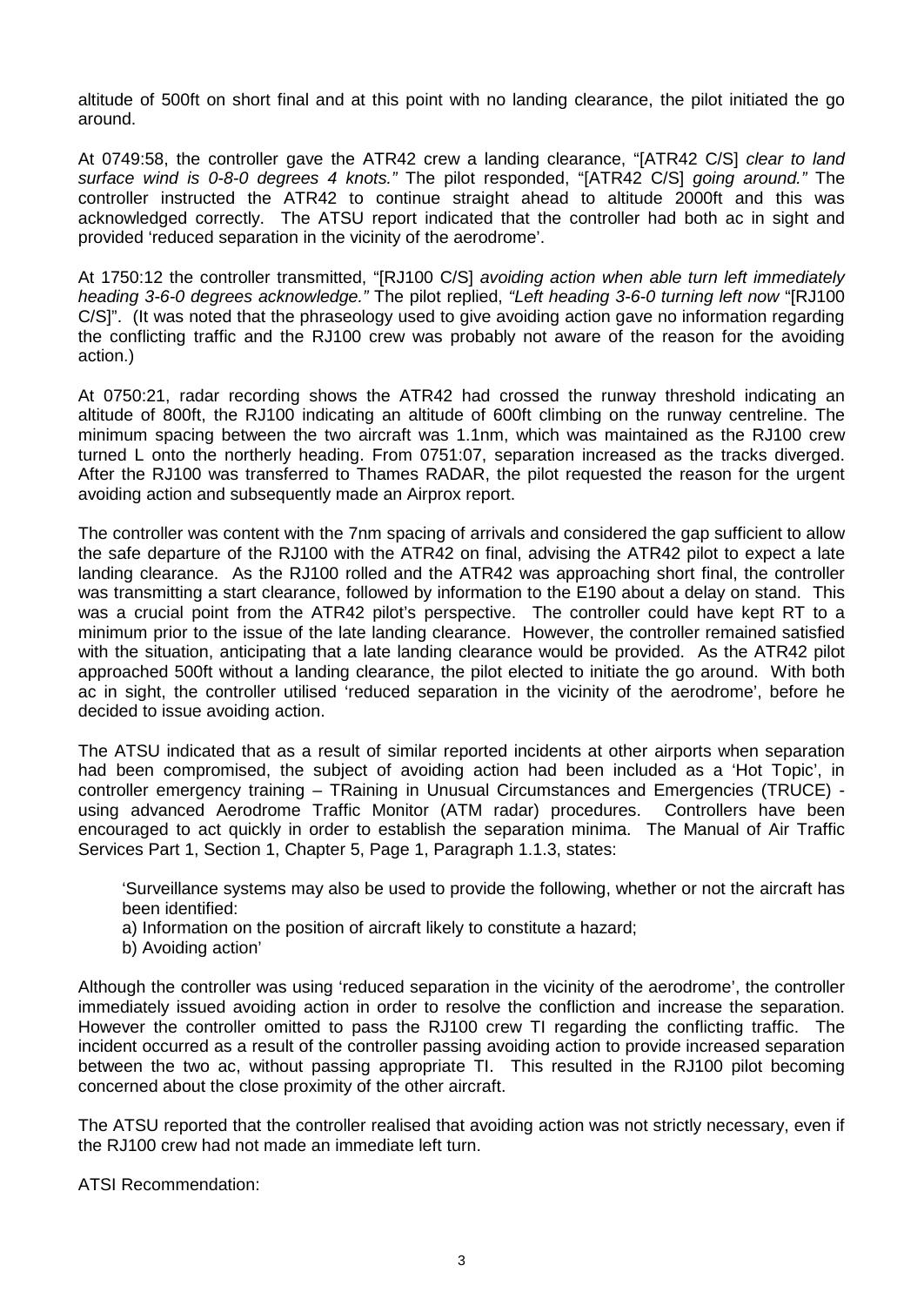altitude of 500ft on short final and at this point with no landing clearance, the pilot initiated the go around.

At 0749:58, the controller gave the ATR42 crew a landing clearance, "[ATR42 C/S] *clear to land surface wind is 0-8-0 degrees 4 knots."* The pilot responded, "[ATR42 C/S] *going around."* The controller instructed the ATR42 to continue straight ahead to altitude 2000ft and this was acknowledged correctly. The ATSU report indicated that the controller had both ac in sight and provided 'reduced separation in the vicinity of the aerodrome'.

At 1750:12 the controller transmitted, "[RJ100 C/S] *avoiding action when able turn left immediately heading 3-6-0 degrees acknowledge."* The pilot replied, *"Left heading 3-6-0 turning left now* "[RJ100 C/S]". (It was noted that the phraseology used to give avoiding action gave no information regarding the conflicting traffic and the RJ100 crew was probably not aware of the reason for the avoiding action.)

At 0750:21, radar recording shows the ATR42 had crossed the runway threshold indicating an altitude of 800ft, the RJ100 indicating an altitude of 600ft climbing on the runway centreline. The minimum spacing between the two aircraft was 1.1nm, which was maintained as the RJ100 crew turned L onto the northerly heading. From 0751:07, separation increased as the tracks diverged. After the RJ100 was transferred to Thames RADAR, the pilot requested the reason for the urgent avoiding action and subsequently made an Airprox report.

The controller was content with the 7nm spacing of arrivals and considered the gap sufficient to allow the safe departure of the RJ100 with the ATR42 on final, advising the ATR42 pilot to expect a late landing clearance. As the RJ100 rolled and the ATR42 was approaching short final, the controller was transmitting a start clearance, followed by information to the E190 about a delay on stand. This was a crucial point from the ATR42 pilot's perspective. The controller could have kept RT to a minimum prior to the issue of the late landing clearance. However, the controller remained satisfied with the situation, anticipating that a late landing clearance would be provided. As the ATR42 pilot approached 500ft without a landing clearance, the pilot elected to initiate the go around. With both ac in sight, the controller utilised 'reduced separation in the vicinity of the aerodrome', before he decided to issue avoiding action.

The ATSU indicated that as a result of similar reported incidents at other airports when separation had been compromised, the subject of avoiding action had been included as a 'Hot Topic', in controller emergency training – TRaining in Unusual Circumstances and Emergencies (TRUCE) - using advanced Aerodrome Traffic Monitor (ATM radar) procedures. Controllers have been encouraged to act quickly in order to establish the separation minima. The Manual of Air Traffic Services Part 1, Section 1, Chapter 5, Page 1, Paragraph 1.1.3, states:

> 'Surveillance systems may also be used to provide the following, whether or not the aircraft has been identified:
> a) Information on the position of aircraft likely to constitute a hazard;
> b) Avoiding action'

Although the controller was using 'reduced separation in the vicinity of the aerodrome', the controller immediately issued avoiding action in order to resolve the confliction and increase the separation. However the controller omitted to pass the RJ100 crew TI regarding the conflicting traffic. The incident occurred as a result of the controller passing avoiding action to provide increased separation between the two ac, without passing appropriate TI. This resulted in the RJ100 pilot becoming concerned about the close proximity of the other aircraft.

The ATSU reported that the controller realised that avoiding action was not strictly necessary, even if the RJ100 crew had not made an immediate left turn.

ATSI Recommendation: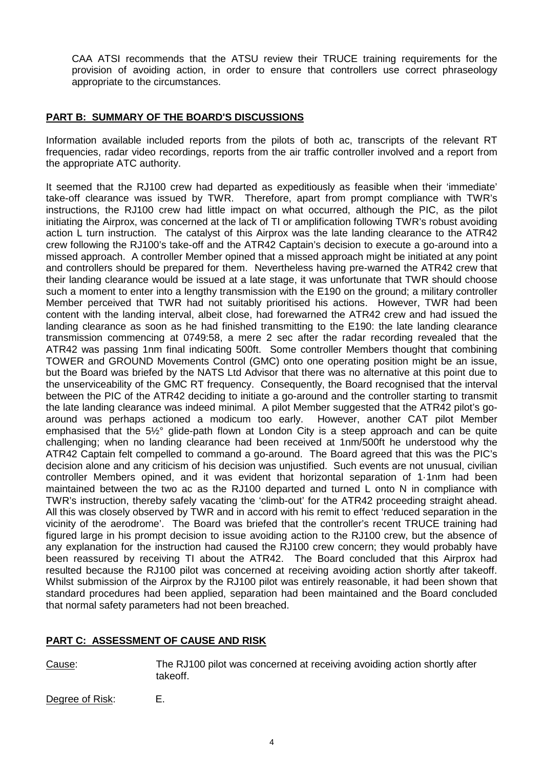CAA ATSI recommends that the ATSU review their TRUCE training requirements for the provision of avoiding action, in order to ensure that controllers use correct phraseology appropriate to the circumstances.

## PART B: SUMMARY OF THE BOARD'S DISCUSSIONS

Information available included reports from the pilots of both ac, transcripts of the relevant RT frequencies, radar video recordings, reports from the air traffic controller involved and a report from the appropriate ATC authority.

It seemed that the RJ100 crew had departed as expeditiously as feasible when their 'immediate' take-off clearance was issued by TWR. Therefore, apart from prompt compliance with TWR's instructions, the RJ100 crew had little impact on what occurred, although the PIC, as the pilot initiating the Airprox, was concerned at the lack of TI or amplification following TWR's robust avoiding action L turn instruction. The catalyst of this Airprox was the late landing clearance to the ATR42 crew following the RJ100's take-off and the ATR42 Captain's decision to execute a go-around into a missed approach. A controller Member opined that a missed approach might be initiated at any point and controllers should be prepared for them. Nevertheless having pre-warned the ATR42 crew that their landing clearance would be issued at a late stage, it was unfortunate that TWR should choose such a moment to enter into a lengthy transmission with the E190 on the ground; a military controller Member perceived that TWR had not suitably prioritised his actions. However, TWR had been content with the landing interval, albeit close, had forewarned the ATR42 crew and had issued the landing clearance as soon as he had finished transmitting to the E190: the late landing clearance transmission commencing at 0749:58, a mere 2 sec after the radar recording revealed that the ATR42 was passing 1nm final indicating 500ft. Some controller Members thought that combining TOWER and GROUND Movements Control (GMC) onto one operating position might be an issue, but the Board was briefed by the NATS Ltd Advisor that there was no alternative at this point due to the unserviceability of the GMC RT frequency. Consequently, the Board recognised that the interval between the PIC of the ATR42 deciding to initiate a go-around and the controller starting to transmit the late landing clearance was indeed minimal. A pilot Member suggested that the ATR42 pilot's go-around was perhaps actioned a modicum too early. However, another CAT pilot Member emphasised that the 5½° glide-path flown at London City is a steep approach and can be quite challenging; when no landing clearance had been received at 1nm/500ft he understood why the ATR42 Captain felt compelled to command a go-around. The Board agreed that this was the PIC's decision alone and any criticism of his decision was unjustified. Such events are not unusual, civilian controller Members opined, and it was evident that horizontal separation of 1·1nm had been maintained between the two ac as the RJ100 departed and turned L onto N in compliance with TWR's instruction, thereby safely vacating the 'climb-out' for the ATR42 proceeding straight ahead. All this was closely observed by TWR and in accord with his remit to effect 'reduced separation in the vicinity of the aerodrome'. The Board was briefed that the controller's recent TRUCE training had figured large in his prompt decision to issue avoiding action to the RJ100 crew, but the absence of any explanation for the instruction had caused the RJ100 crew concern; they would probably have been reassured by receiving TI about the ATR42. The Board concluded that this Airprox had resulted because the RJ100 pilot was concerned at receiving avoiding action shortly after takeoff. Whilst submission of the Airprox by the RJ100 pilot was entirely reasonable, it had been shown that standard procedures had been applied, separation had been maintained and the Board concluded that normal safety parameters had not been breached.

## PART C: ASSESSMENT OF CAUSE AND RISK

Cause: The RJ100 pilot was concerned at receiving avoiding action shortly after takeoff.

Degree of Risk: E.